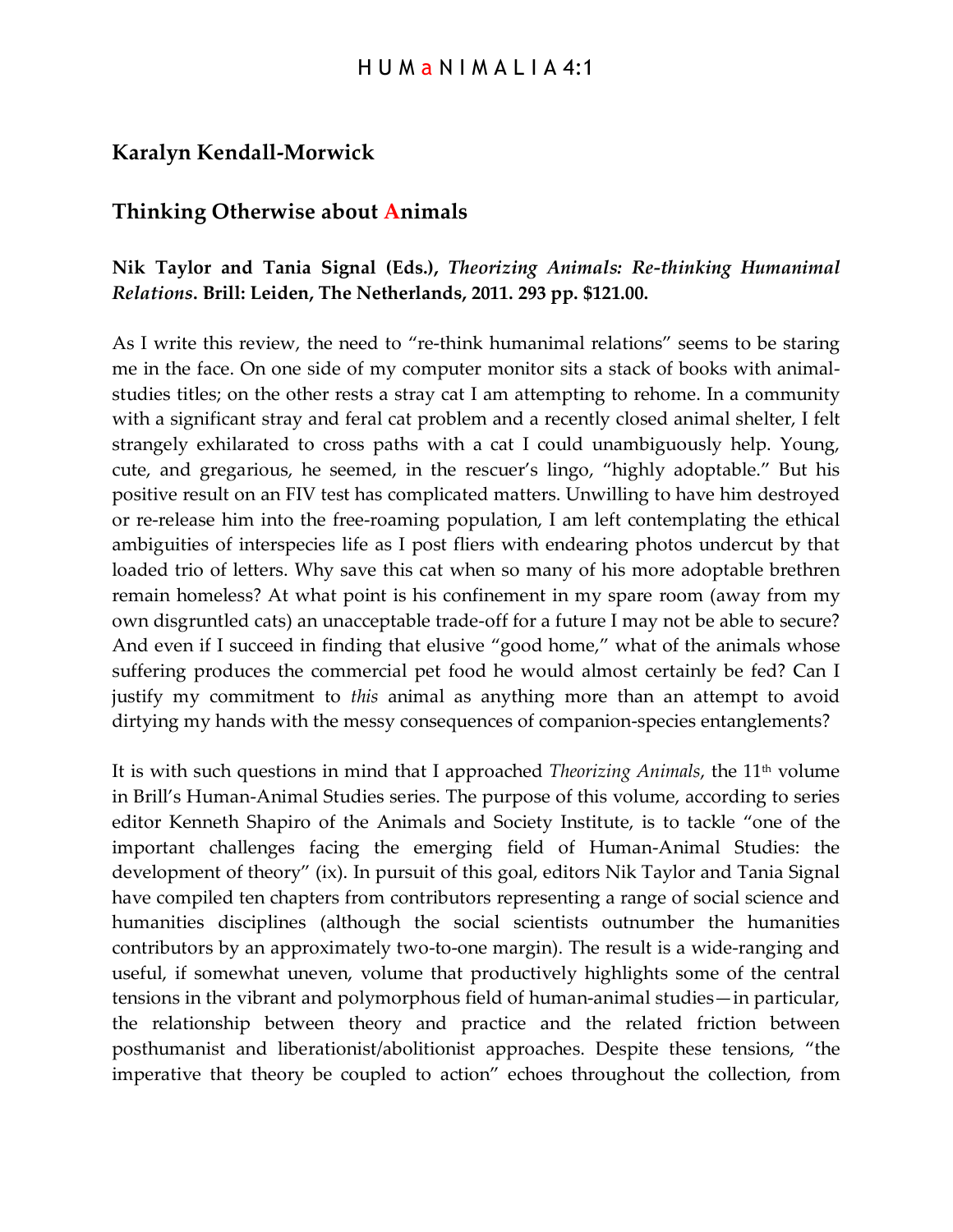## Karalyn Kendall-Morwick

## Thinking Otherwise about Animals

**Nik Taylor and Tania Signal (Eds.), *Theorizing Animals: Re-thinking Humanimal Relations*. Brill: Leiden, The Netherlands, 2011. 293 pp. $121.00.**

As I write this review, the need to "re-think humanimal relations" seems to be staring me in the face. On one side of my computer monitor sits a stack of books with animal-studies titles; on the other rests a stray cat I am attempting to rehome. In a community with a significant stray and feral cat problem and a recently closed animal shelter, I felt strangely exhilarated to cross paths with a cat I could unambiguously help. Young, cute, and gregarious, he seemed, in the rescuer's lingo, "highly adoptable." But his positive result on an FIV test has complicated matters. Unwilling to have him destroyed or re-release him into the free-roaming population, I am left contemplating the ethical ambiguities of interspecies life as I post fliers with endearing photos undercut by that loaded trio of letters. Why save this cat when so many of his more adoptable brethren remain homeless? At what point is his confinement in my spare room (away from my own disgruntled cats) an unacceptable trade-off for a future I may not be able to secure? And even if I succeed in finding that elusive "good home," what of the animals whose suffering produces the commercial pet food he would almost certainly be fed? Can I justify my commitment to *this* animal as anything more than an attempt to avoid dirtying my hands with the messy consequences of companion-species entanglements?

It is with such questions in mind that I approached *Theorizing Animals*, the 11th volume in Brill's Human-Animal Studies series. The purpose of this volume, according to series editor Kenneth Shapiro of the Animals and Society Institute, is to tackle "one of the important challenges facing the emerging field of Human-Animal Studies: the development of theory" (ix). In pursuit of this goal, editors Nik Taylor and Tania Signal have compiled ten chapters from contributors representing a range of social science and humanities disciplines (although the social scientists outnumber the humanities contributors by an approximately two-to-one margin). The result is a wide-ranging and useful, if somewhat uneven, volume that productively highlights some of the central tensions in the vibrant and polymorphous field of human-animal studies—in particular, the relationship between theory and practice and the related friction between posthumanist and liberationist/abolitionist approaches. Despite these tensions, "the imperative that theory be coupled to action" echoes throughout the collection, from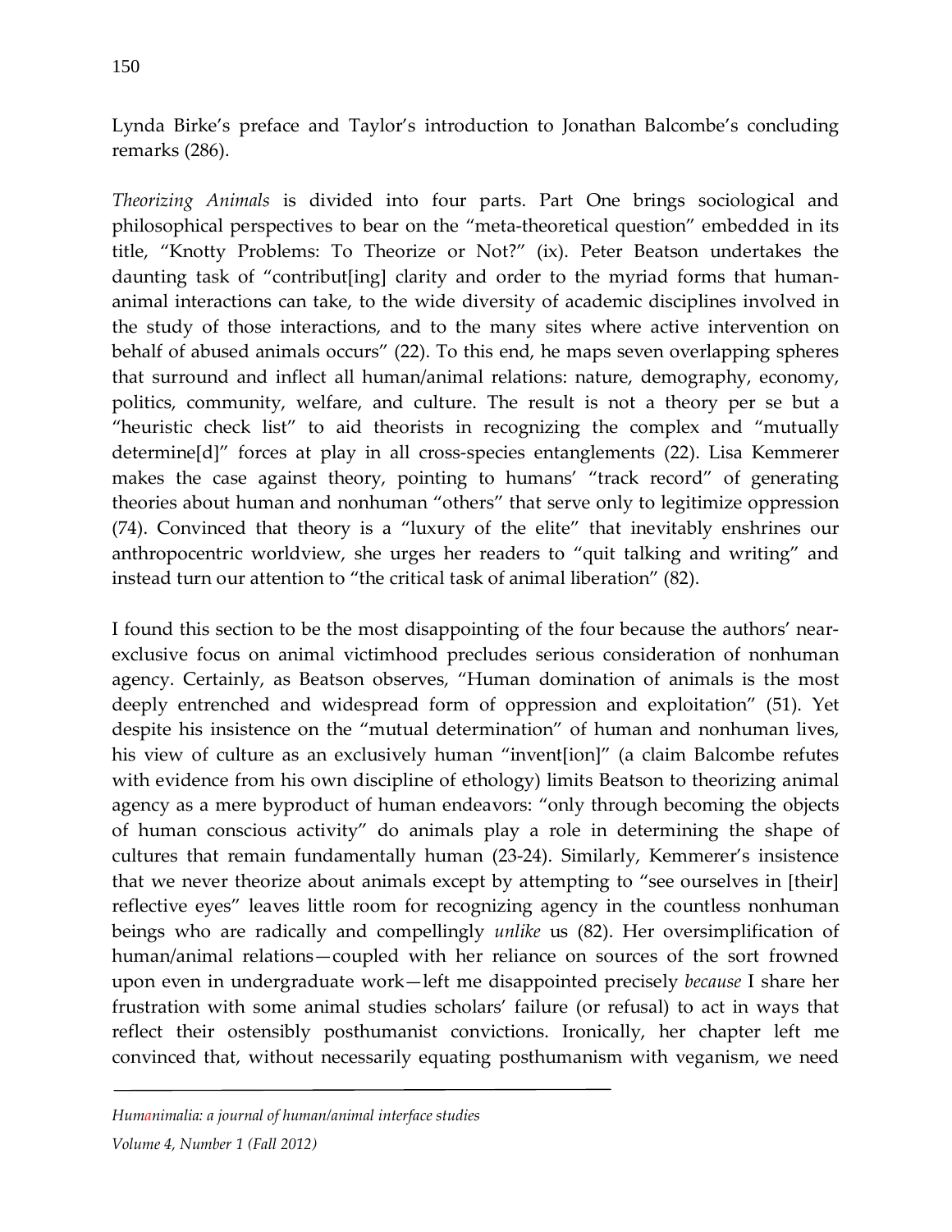Lynda Birke's preface and Taylor's introduction to Jonathan Balcombe's concluding remarks (286).

*Theorizing Animals* is divided into four parts. Part One brings sociological and philosophical perspectives to bear on the "meta-theoretical question" embedded in its title, "Knotty Problems: To Theorize or Not?" (ix). Peter Beatson undertakes the daunting task of "contribut[ing] clarity and order to the myriad forms that human-animal interactions can take, to the wide diversity of academic disciplines involved in the study of those interactions, and to the many sites where active intervention on behalf of abused animals occurs" (22). To this end, he maps seven overlapping spheres that surround and inflect all human/animal relations: nature, demography, economy, politics, community, welfare, and culture. The result is not a theory per se but a "heuristic check list" to aid theorists in recognizing the complex and "mutually determine[d]" forces at play in all cross-species entanglements (22). Lisa Kemmerer makes the case against theory, pointing to humans' "track record" of generating theories about human and nonhuman "others" that serve only to legitimize oppression (74). Convinced that theory is a "luxury of the elite" that inevitably enshrines our anthropocentric worldview, she urges her readers to "quit talking and writing" and instead turn our attention to "the critical task of animal liberation" (82).

I found this section to be the most disappointing of the four because the authors' near-exclusive focus on animal victimhood precludes serious consideration of nonhuman agency. Certainly, as Beatson observes, "Human domination of animals is the most deeply entrenched and widespread form of oppression and exploitation" (51). Yet despite his insistence on the "mutual determination" of human and nonhuman lives, his view of culture as an exclusively human "invent[ion]" (a claim Balcombe refutes with evidence from his own discipline of ethology) limits Beatson to theorizing animal agency as a mere byproduct of human endeavors: "only through becoming the objects of human conscious activity" do animals play a role in determining the shape of cultures that remain fundamentally human (23-24). Similarly, Kemmerer's insistence that we never theorize about animals except by attempting to "see ourselves in [their] reflective eyes" leaves little room for recognizing agency in the countless nonhuman beings who are radically and compellingly *unlike* us (82). Her oversimplification of human/animal relations—coupled with her reliance on sources of the sort frowned upon even in undergraduate work—left me disappointed precisely *because* I share her frustration with some animal studies scholars' failure (or refusal) to act in ways that reflect their ostensibly posthumanist convictions. Ironically, her chapter left me convinced that, without necessarily equating posthumanism with veganism, we need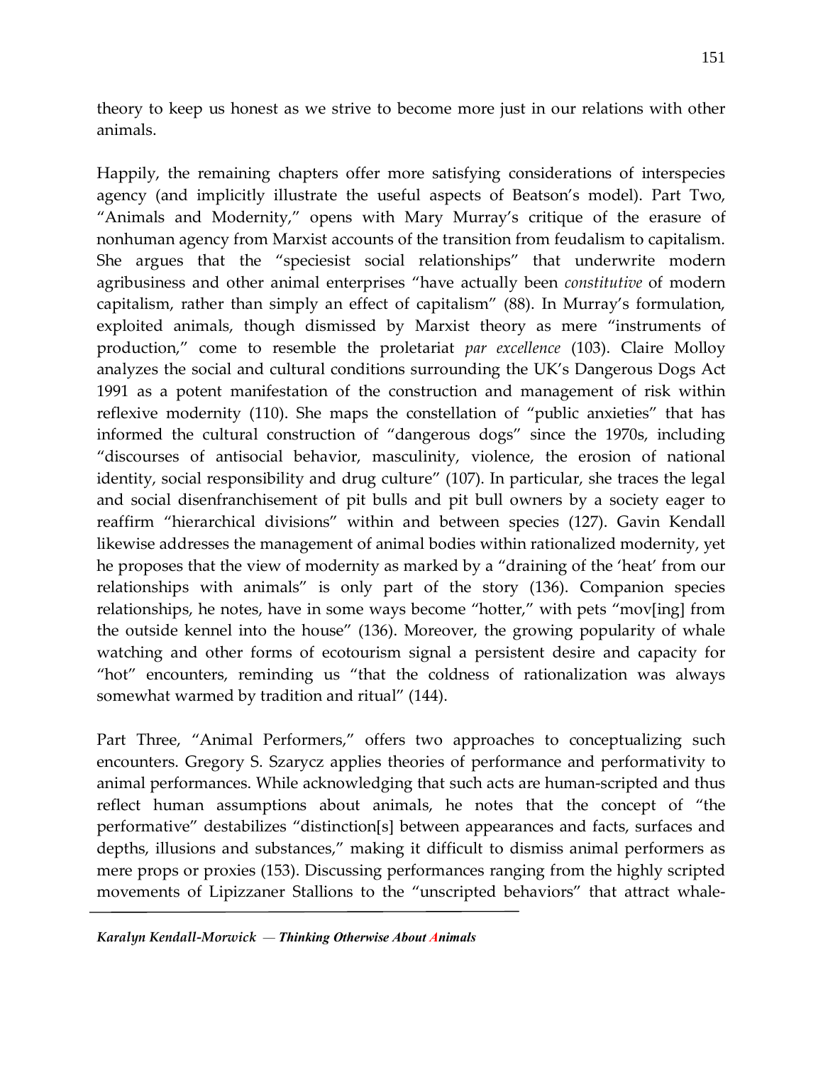theory to keep us honest as we strive to become more just in our relations with other animals.

Happily, the remaining chapters offer more satisfying considerations of interspecies agency (and implicitly illustrate the useful aspects of Beatson's model). Part Two, "Animals and Modernity," opens with Mary Murray's critique of the erasure of nonhuman agency from Marxist accounts of the transition from feudalism to capitalism. She argues that the "speciesist social relationships" that underwrite modern agribusiness and other animal enterprises "have actually been *constitutive* of modern capitalism, rather than simply an effect of capitalism" (88). In Murray's formulation, exploited animals, though dismissed by Marxist theory as mere "instruments of production," come to resemble the proletariat *par excellence* (103). Claire Molloy analyzes the social and cultural conditions surrounding the UK's Dangerous Dogs Act 1991 as a potent manifestation of the construction and management of risk within reflexive modernity (110). She maps the constellation of "public anxieties" that has informed the cultural construction of "dangerous dogs" since the 1970s, including "discourses of antisocial behavior, masculinity, violence, the erosion of national identity, social responsibility and drug culture" (107). In particular, she traces the legal and social disenfranchisement of pit bulls and pit bull owners by a society eager to reaffirm "hierarchical divisions" within and between species (127). Gavin Kendall likewise addresses the management of animal bodies within rationalized modernity, yet he proposes that the view of modernity as marked by a "draining of the 'heat' from our relationships with animals" is only part of the story (136). Companion species relationships, he notes, have in some ways become "hotter," with pets "mov[ing] from the outside kennel into the house" (136). Moreover, the growing popularity of whale watching and other forms of ecotourism signal a persistent desire and capacity for "hot" encounters, reminding us "that the coldness of rationalization was always somewhat warmed by tradition and ritual" (144).

Part Three, "Animal Performers," offers two approaches to conceptualizing such encounters. Gregory S. Szarycz applies theories of performance and performativity to animal performances. While acknowledging that such acts are human-scripted and thus reflect human assumptions about animals, he notes that the concept of "the performative" destabilizes "distinction[s] between appearances and facts, surfaces and depths, illusions and substances," making it difficult to dismiss animal performers as mere props or proxies (153). Discussing performances ranging from the highly scripted movements of Lipizzaner Stallions to the "unscripted behaviors" that attract whale-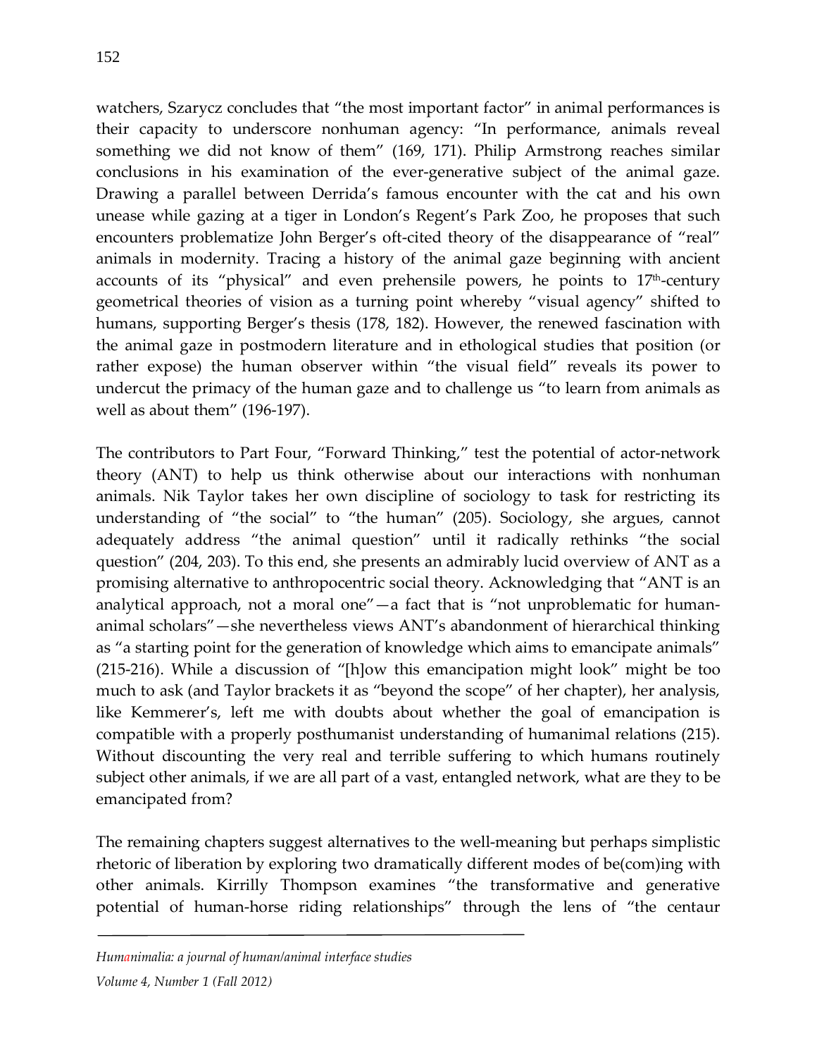watchers, Szarycz concludes that "the most important factor" in animal performances is their capacity to underscore nonhuman agency: "In performance, animals reveal something we did not know of them" (169, 171). Philip Armstrong reaches similar conclusions in his examination of the ever-generative subject of the animal gaze. Drawing a parallel between Derrida's famous encounter with the cat and his own unease while gazing at a tiger in London's Regent's Park Zoo, he proposes that such encounters problematize John Berger's oft-cited theory of the disappearance of "real" animals in modernity. Tracing a history of the animal gaze beginning with ancient accounts of its "physical" and even prehensile powers, he points to 17th-century geometrical theories of vision as a turning point whereby "visual agency" shifted to humans, supporting Berger's thesis (178, 182). However, the renewed fascination with the animal gaze in postmodern literature and in ethological studies that position (or rather expose) the human observer within "the visual field" reveals its power to undercut the primacy of the human gaze and to challenge us "to learn from animals as well as about them" (196-197).

The contributors to Part Four, "Forward Thinking," test the potential of actor-network theory (ANT) to help us think otherwise about our interactions with nonhuman animals. Nik Taylor takes her own discipline of sociology to task for restricting its understanding of "the social" to "the human" (205). Sociology, she argues, cannot adequately address "the animal question" until it radically rethinks "the social question" (204, 203). To this end, she presents an admirably lucid overview of ANT as a promising alternative to anthropocentric social theory. Acknowledging that "ANT is an analytical approach, not a moral one"—a fact that is "not unproblematic for human-animal scholars"—she nevertheless views ANT's abandonment of hierarchical thinking as "a starting point for the generation of knowledge which aims to emancipate animals" (215-216). While a discussion of "[h]ow this emancipation might look" might be too much to ask (and Taylor brackets it as "beyond the scope" of her chapter), her analysis, like Kemmerer's, left me with doubts about whether the goal of emancipation is compatible with a properly posthumanist understanding of humanimal relations (215). Without discounting the very real and terrible suffering to which humans routinely subject other animals, if we are all part of a vast, entangled network, what are they to be emancipated from?

The remaining chapters suggest alternatives to the well-meaning but perhaps simplistic rhetoric of liberation by exploring two dramatically different modes of be(com)ing with other animals. Kirrilly Thompson examines "the transformative and generative potential of human-horse riding relationships" through the lens of "the centaur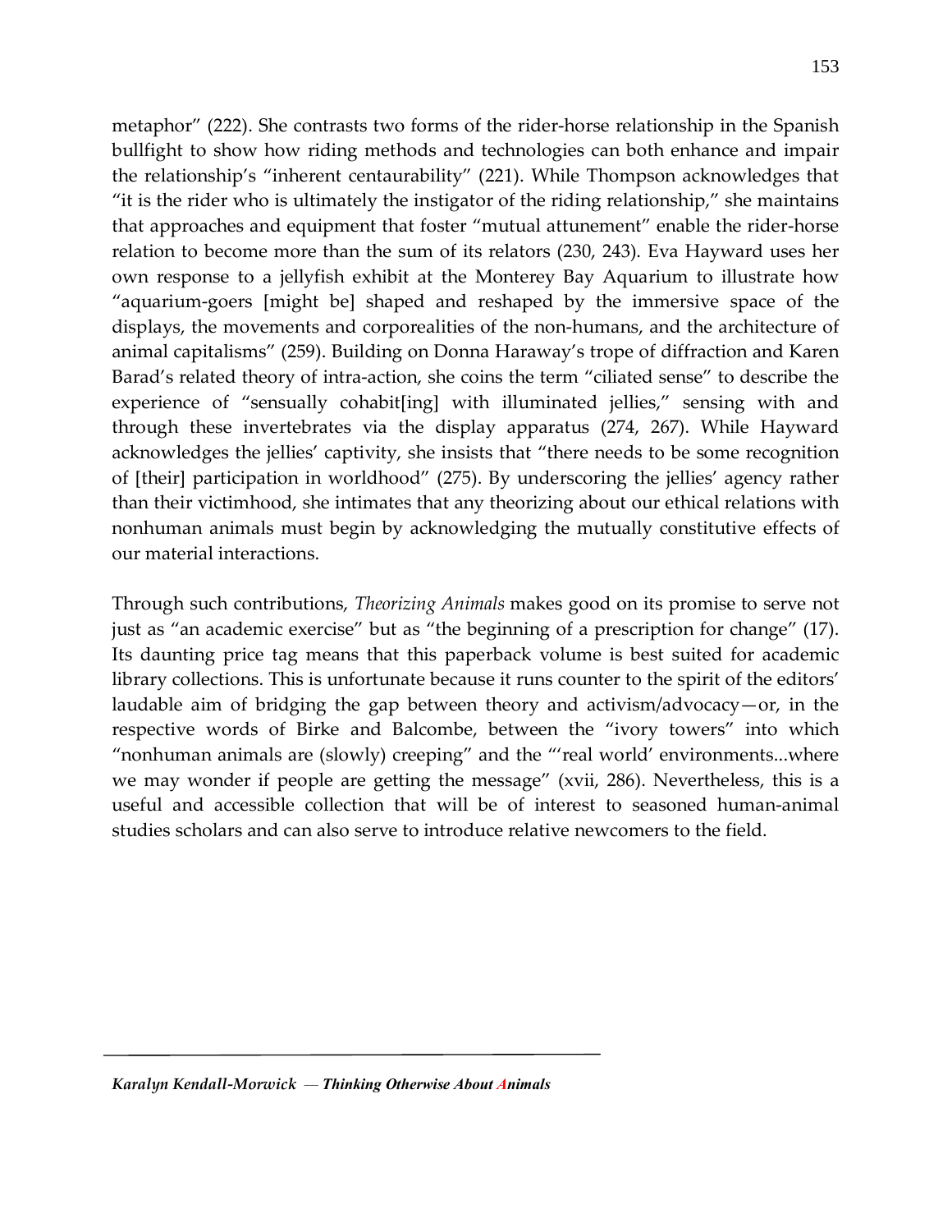metaphor" (222). She contrasts two forms of the rider-horse relationship in the Spanish bullfight to show how riding methods and technologies can both enhance and impair the relationship's "inherent centaurability" (221). While Thompson acknowledges that "it is the rider who is ultimately the instigator of the riding relationship," she maintains that approaches and equipment that foster "mutual attunement" enable the rider-horse relation to become more than the sum of its relators (230, 243). Eva Hayward uses her own response to a jellyfish exhibit at the Monterey Bay Aquarium to illustrate how "aquarium-goers [might be] shaped and reshaped by the immersive space of the displays, the movements and corporealities of the non-humans, and the architecture of animal capitalisms" (259). Building on Donna Haraway's trope of diffraction and Karen Barad's related theory of intra-action, she coins the term "ciliated sense" to describe the experience of "sensually cohabit[ing] with illuminated jellies," sensing with and through these invertebrates via the display apparatus (274, 267). While Hayward acknowledges the jellies' captivity, she insists that "there needs to be some recognition of [their] participation in worldhood" (275). By underscoring the jellies' agency rather than their victimhood, she intimates that any theorizing about our ethical relations with nonhuman animals must begin by acknowledging the mutually constitutive effects of our material interactions.

Through such contributions, *Theorizing Animals* makes good on its promise to serve not just as "an academic exercise" but as "the beginning of a prescription for change" (17). Its daunting price tag means that this paperback volume is best suited for academic library collections. This is unfortunate because it runs counter to the spirit of the editors' laudable aim of bridging the gap between theory and activism/advocacy—or, in the respective words of Birke and Balcombe, between the "ivory towers" into which "nonhuman animals are (slowly) creeping" and the "'real world' environments...where we may wonder if people are getting the message" (xvii, 286). Nevertheless, this is a useful and accessible collection that will be of interest to seasoned human-animal studies scholars and can also serve to introduce relative newcomers to the field.